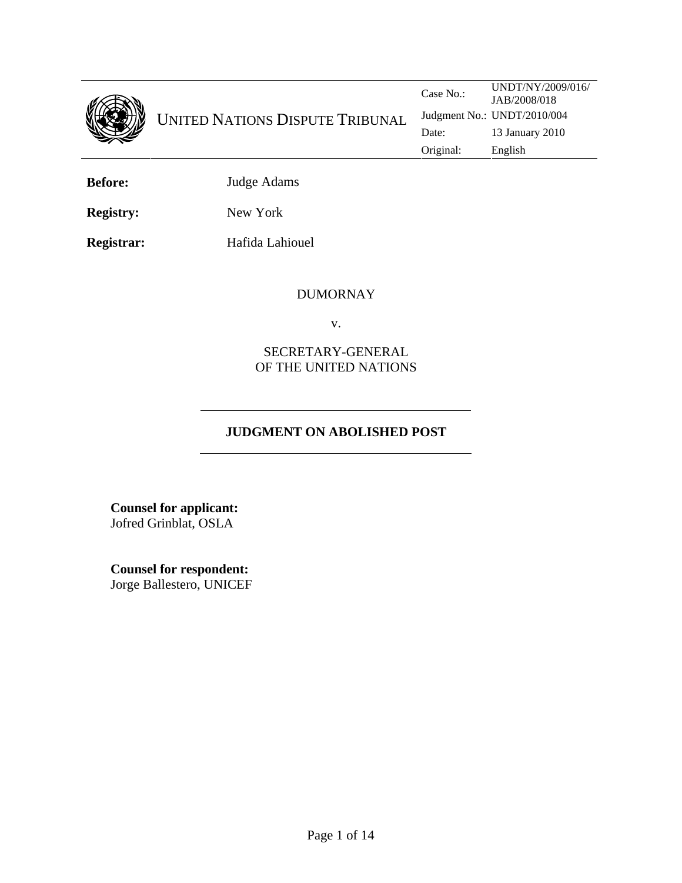UNITED NATIONS DISPUTE TRIBUNAL

| | |
|---|---|
| Case No.: | UNDT/NY/2009/016/ JAB/2008/018 |
| Judgment No.: | UNDT/2010/004 |
| Date: | 13 January 2010 |
| Original: | English |

**Before:** Judge Adams

**Registry:** New York

**Registrar:** Hafida Lahiouel

DUMORNAY

v.

SECRETARY-GENERAL OF THE UNITED NATIONS

## JUDGMENT ON ABOLISHED POST

**Counsel for applicant:**
Jofred Grinblat, OSLA

**Counsel for respondent:**
Jorge Ballestero, UNICEF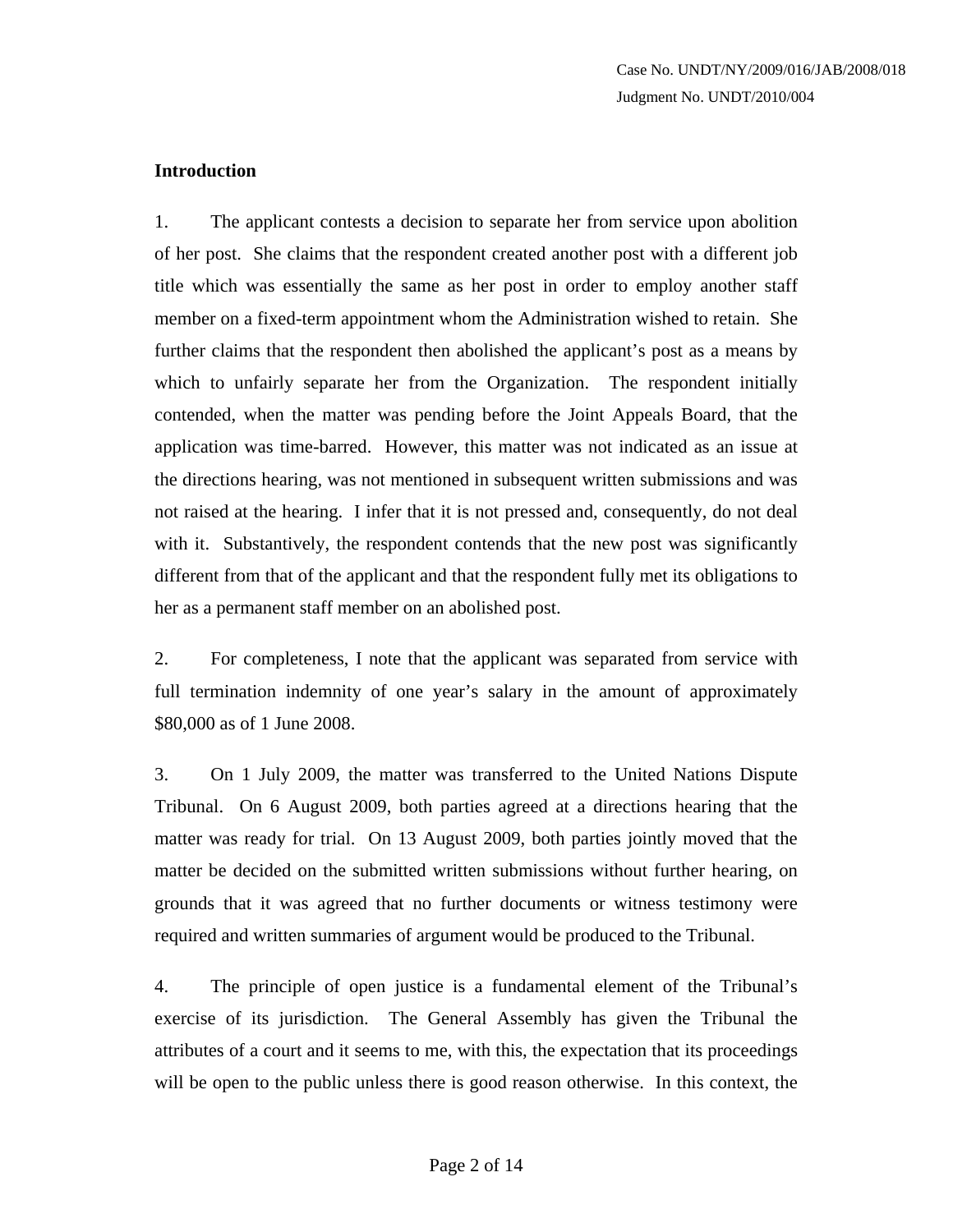## Introduction

1. The applicant contests a decision to separate her from service upon abolition of her post. She claims that the respondent created another post with a different job title which was essentially the same as her post in order to employ another staff member on a fixed-term appointment whom the Administration wished to retain. She further claims that the respondent then abolished the applicant's post as a means by which to unfairly separate her from the Organization. The respondent initially contended, when the matter was pending before the Joint Appeals Board, that the application was time-barred. However, this matter was not indicated as an issue at the directions hearing, was not mentioned in subsequent written submissions and was not raised at the hearing. I infer that it is not pressed and, consequently, do not deal with it. Substantively, the respondent contends that the new post was significantly different from that of the applicant and that the respondent fully met its obligations to her as a permanent staff member on an abolished post.

2. For completeness, I note that the applicant was separated from service with full termination indemnity of one year's salary in the amount of approximately $80,000 as of 1 June 2008.

3. On 1 July 2009, the matter was transferred to the United Nations Dispute Tribunal. On 6 August 2009, both parties agreed at a directions hearing that the matter was ready for trial. On 13 August 2009, both parties jointly moved that the matter be decided on the submitted written submissions without further hearing, on grounds that it was agreed that no further documents or witness testimony were required and written summaries of argument would be produced to the Tribunal.

4. The principle of open justice is a fundamental element of the Tribunal's exercise of its jurisdiction. The General Assembly has given the Tribunal the attributes of a court and it seems to me, with this, the expectation that its proceedings will be open to the public unless there is good reason otherwise. In this context, the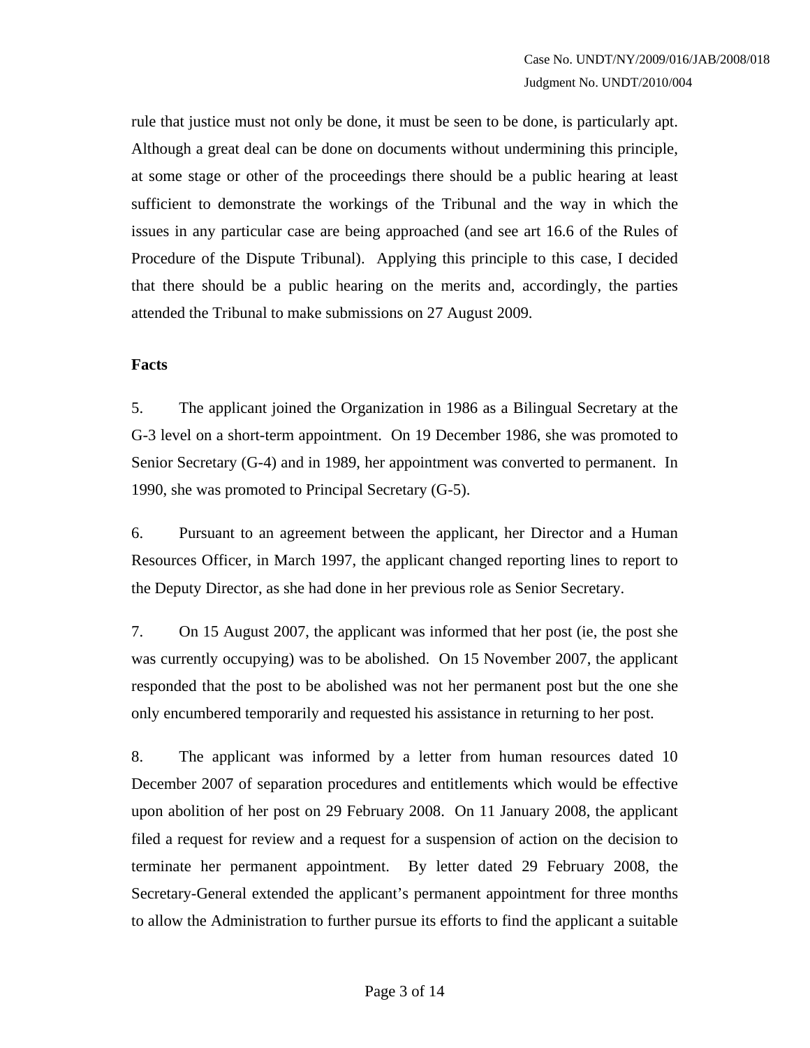rule that justice must not only be done, it must be seen to be done, is particularly apt. Although a great deal can be done on documents without undermining this principle, at some stage or other of the proceedings there should be a public hearing at least sufficient to demonstrate the workings of the Tribunal and the way in which the issues in any particular case are being approached (and see art 16.6 of the Rules of Procedure of the Dispute Tribunal). Applying this principle to this case, I decided that there should be a public hearing on the merits and, accordingly, the parties attended the Tribunal to make submissions on 27 August 2009.

**Facts**

5. The applicant joined the Organization in 1986 as a Bilingual Secretary at the G-3 level on a short-term appointment. On 19 December 1986, she was promoted to Senior Secretary (G-4) and in 1989, her appointment was converted to permanent. In 1990, she was promoted to Principal Secretary (G-5).

6. Pursuant to an agreement between the applicant, her Director and a Human Resources Officer, in March 1997, the applicant changed reporting lines to report to the Deputy Director, as she had done in her previous role as Senior Secretary.

7. On 15 August 2007, the applicant was informed that her post (ie, the post she was currently occupying) was to be abolished. On 15 November 2007, the applicant responded that the post to be abolished was not her permanent post but the one she only encumbered temporarily and requested his assistance in returning to her post.

8. The applicant was informed by a letter from human resources dated 10 December 2007 of separation procedures and entitlements which would be effective upon abolition of her post on 29 February 2008. On 11 January 2008, the applicant filed a request for review and a request for a suspension of action on the decision to terminate her permanent appointment. By letter dated 29 February 2008, the Secretary-General extended the applicant's permanent appointment for three months to allow the Administration to further pursue its efforts to find the applicant a suitable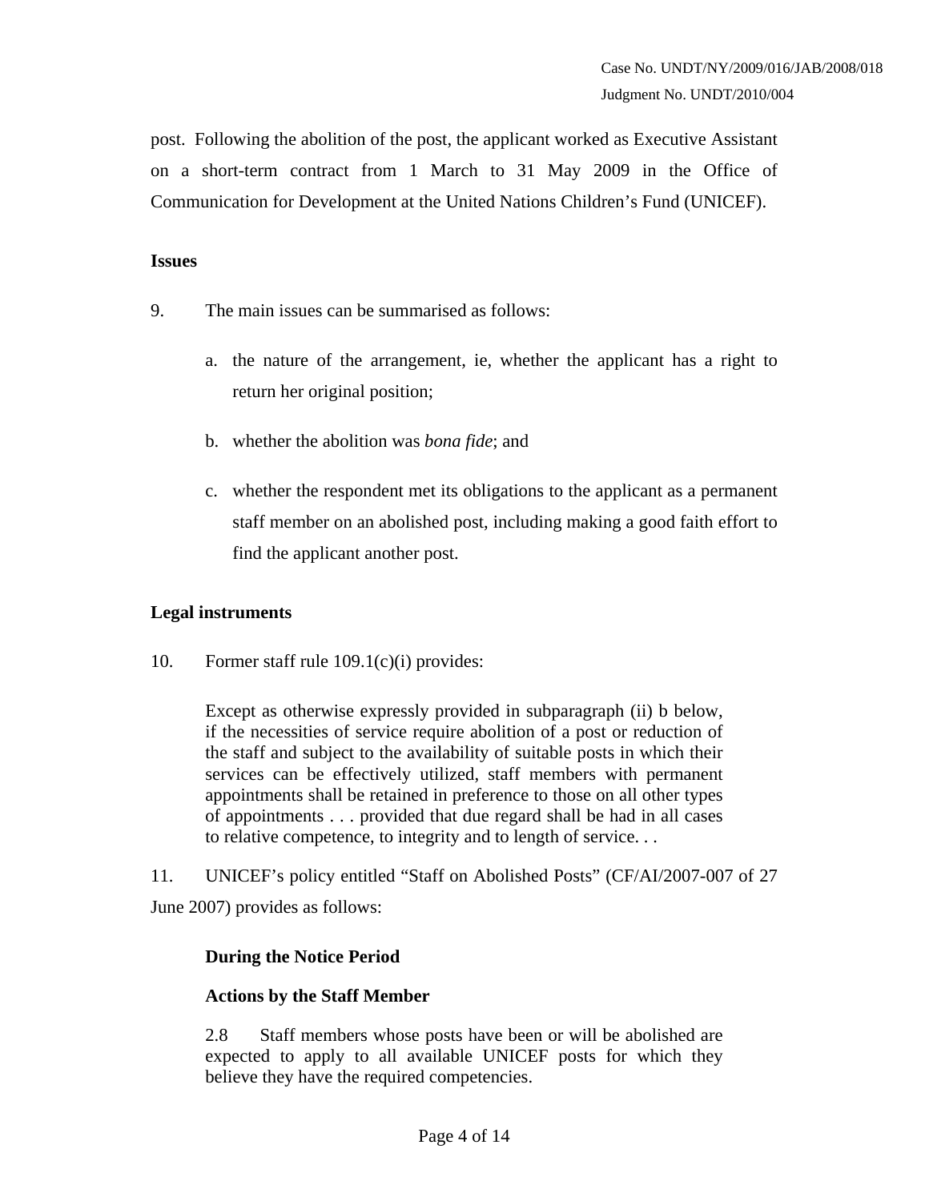post. Following the abolition of the post, the applicant worked as Executive Assistant on a short-term contract from 1 March to 31 May 2009 in the Office of Communication for Development at the United Nations Children's Fund (UNICEF).

**Issues**

9. The main issues can be summarised as follows:

   a. the nature of the arrangement, ie, whether the applicant has a right to return her original position;

   b. whether the abolition was *bona fide*; and

   c. whether the respondent met its obligations to the applicant as a permanent staff member on an abolished post, including making a good faith effort to find the applicant another post.

**Legal instruments**

10. Former staff rule 109.1(c)(i) provides:

> Except as otherwise expressly provided in subparagraph (ii) b below, if the necessities of service require abolition of a post or reduction of the staff and subject to the availability of suitable posts in which their services can be effectively utilized, staff members with permanent appointments shall be retained in preference to those on all other types of appointments . . . provided that due regard shall be had in all cases to relative competence, to integrity and to length of service. . .

11. UNICEF's policy entitled "Staff on Abolished Posts" (CF/AI/2007-007 of 27 June 2007) provides as follows:

> **During the Notice Period**
>
> **Actions by the Staff Member**
>
> 2.8 Staff members whose posts have been or will be abolished are expected to apply to all available UNICEF posts for which they believe they have the required competencies.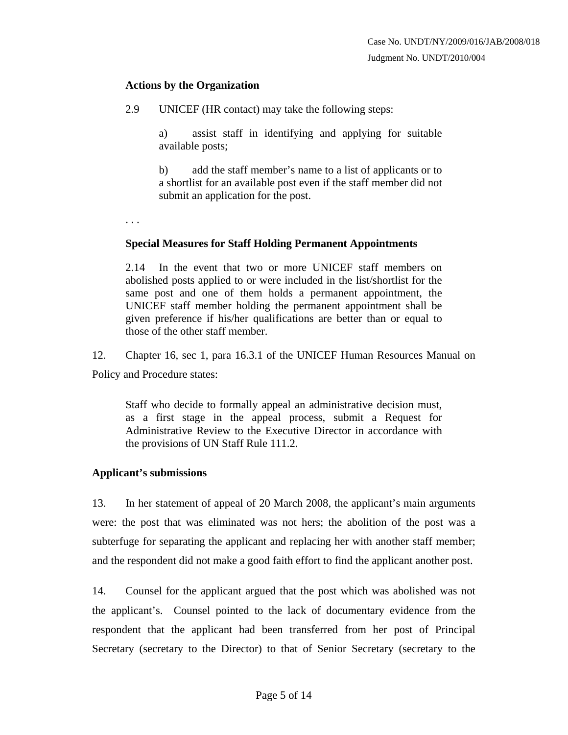**Actions by the Organization**

> 2.9 UNICEF (HR contact) may take the following steps:
>
> > a) assist staff in identifying and applying for suitable available posts;
> >
> > b) add the staff member's name to a list of applicants or to a shortlist for an available post even if the staff member did not submit an application for the post.
>
> . . .
>
> **Special Measures for Staff Holding Permanent Appointments**
>
> 2.14 In the event that two or more UNICEF staff members on abolished posts applied to or were included in the list/shortlist for the same post and one of them holds a permanent appointment, the UNICEF staff member holding the permanent appointment shall be given preference if his/her qualifications are better than or equal to those of the other staff member.

12. Chapter 16, sec 1, para 16.3.1 of the UNICEF Human Resources Manual on Policy and Procedure states:

> Staff who decide to formally appeal an administrative decision must, as a first stage in the appeal process, submit a Request for Administrative Review to the Executive Director in accordance with the provisions of UN Staff Rule 111.2.

**Applicant's submissions**

13. In her statement of appeal of 20 March 2008, the applicant's main arguments were: the post that was eliminated was not hers; the abolition of the post was a subterfuge for separating the applicant and replacing her with another staff member; and the respondent did not make a good faith effort to find the applicant another post.

14. Counsel for the applicant argued that the post which was abolished was not the applicant's. Counsel pointed to the lack of documentary evidence from the respondent that the applicant had been transferred from her post of Principal Secretary (secretary to the Director) to that of Senior Secretary (secretary to the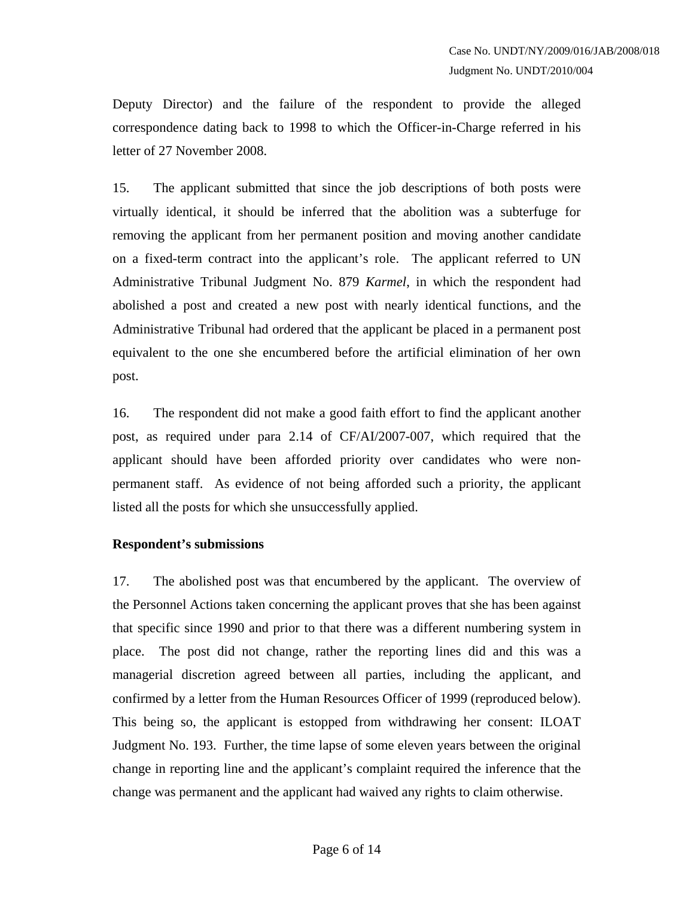Deputy Director) and the failure of the respondent to provide the alleged correspondence dating back to 1998 to which the Officer-in-Charge referred in his letter of 27 November 2008.

15. The applicant submitted that since the job descriptions of both posts were virtually identical, it should be inferred that the abolition was a subterfuge for removing the applicant from her permanent position and moving another candidate on a fixed-term contract into the applicant's role. The applicant referred to UN Administrative Tribunal Judgment No. 879 *Karmel*, in which the respondent had abolished a post and created a new post with nearly identical functions, and the Administrative Tribunal had ordered that the applicant be placed in a permanent post equivalent to the one she encumbered before the artificial elimination of her own post.

16. The respondent did not make a good faith effort to find the applicant another post, as required under para 2.14 of CF/AI/2007-007, which required that the applicant should have been afforded priority over candidates who were non-permanent staff. As evidence of not being afforded such a priority, the applicant listed all the posts for which she unsuccessfully applied.

**Respondent's submissions**

17. The abolished post was that encumbered by the applicant. The overview of the Personnel Actions taken concerning the applicant proves that she has been against that specific since 1990 and prior to that there was a different numbering system in place. The post did not change, rather the reporting lines did and this was a managerial discretion agreed between all parties, including the applicant, and confirmed by a letter from the Human Resources Officer of 1999 (reproduced below). This being so, the applicant is estopped from withdrawing her consent: ILOAT Judgment No. 193. Further, the time lapse of some eleven years between the original change in reporting line and the applicant's complaint required the inference that the change was permanent and the applicant had waived any rights to claim otherwise.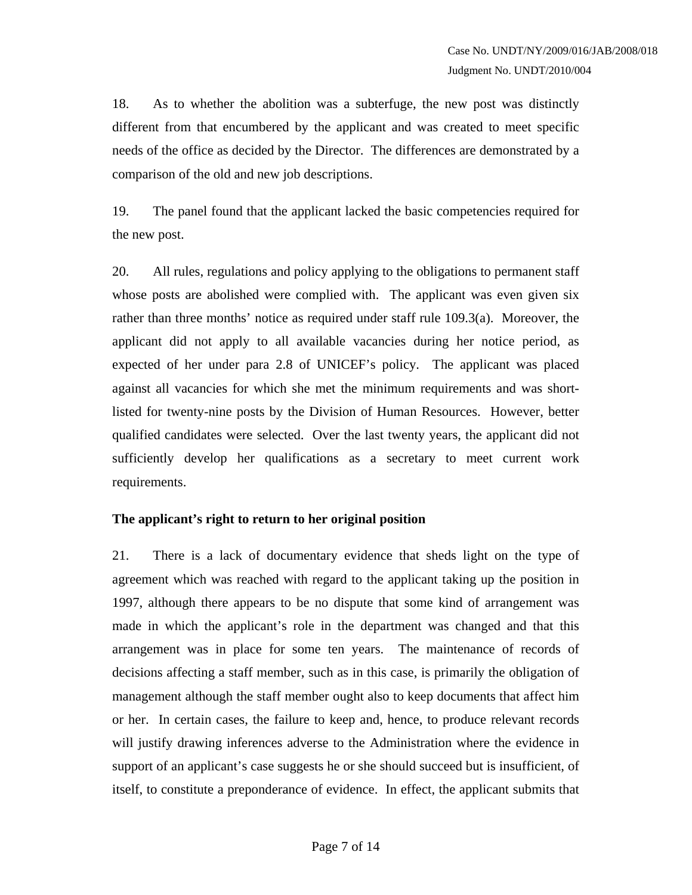18. As to whether the abolition was a subterfuge, the new post was distinctly different from that encumbered by the applicant and was created to meet specific needs of the office as decided by the Director. The differences are demonstrated by a comparison of the old and new job descriptions.

19. The panel found that the applicant lacked the basic competencies required for the new post.

20. All rules, regulations and policy applying to the obligations to permanent staff whose posts are abolished were complied with. The applicant was even given six rather than three months' notice as required under staff rule 109.3(a). Moreover, the applicant did not apply to all available vacancies during her notice period, as expected of her under para 2.8 of UNICEF's policy. The applicant was placed against all vacancies for which she met the minimum requirements and was short-listed for twenty-nine posts by the Division of Human Resources. However, better qualified candidates were selected. Over the last twenty years, the applicant did not sufficiently develop her qualifications as a secretary to meet current work requirements.

**The applicant's right to return to her original position**

21. There is a lack of documentary evidence that sheds light on the type of agreement which was reached with regard to the applicant taking up the position in 1997, although there appears to be no dispute that some kind of arrangement was made in which the applicant's role in the department was changed and that this arrangement was in place for some ten years. The maintenance of records of decisions affecting a staff member, such as in this case, is primarily the obligation of management although the staff member ought also to keep documents that affect him or her. In certain cases, the failure to keep and, hence, to produce relevant records will justify drawing inferences adverse to the Administration where the evidence in support of an applicant's case suggests he or she should succeed but is insufficient, of itself, to constitute a preponderance of evidence. In effect, the applicant submits that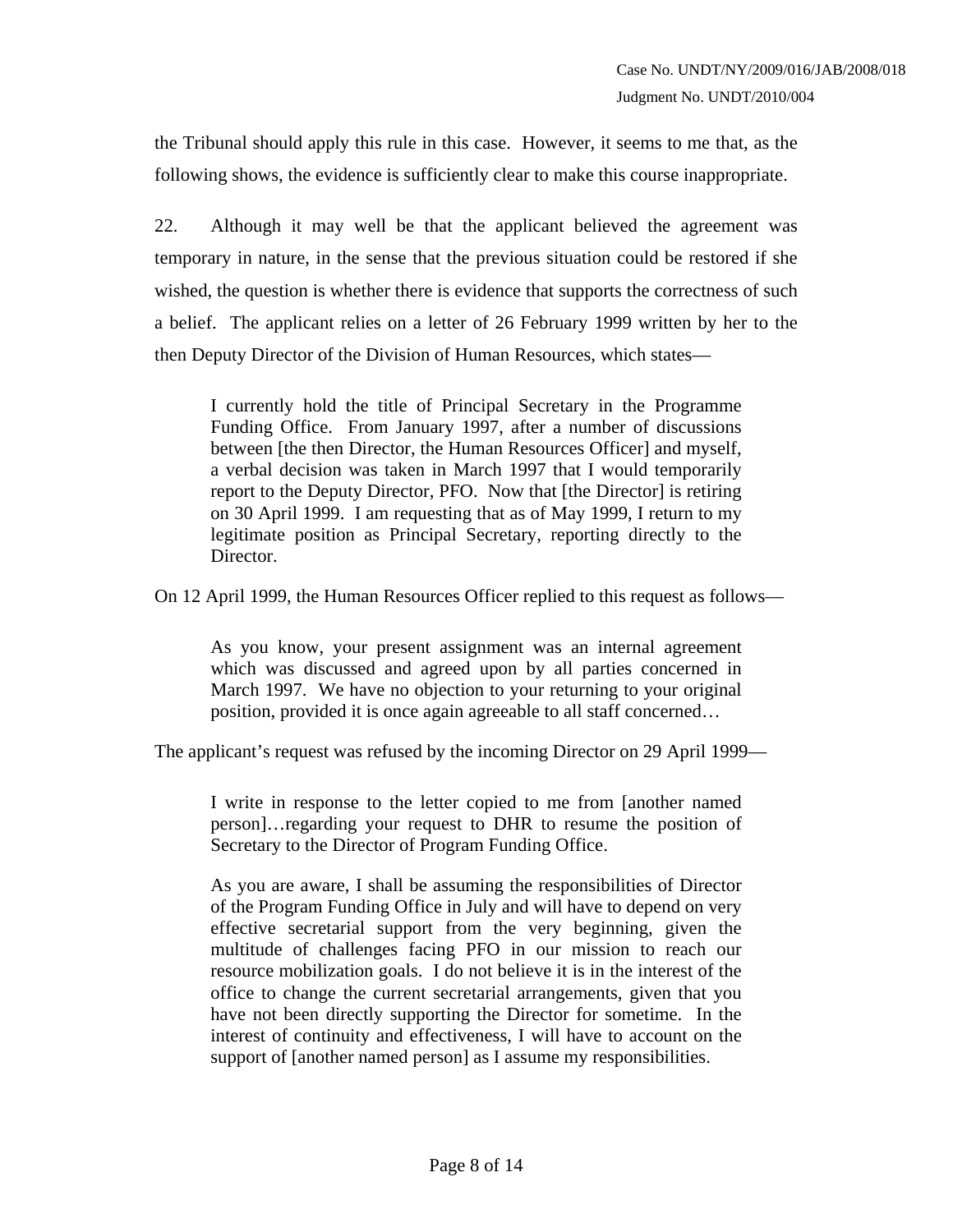the Tribunal should apply this rule in this case. However, it seems to me that, as the following shows, the evidence is sufficiently clear to make this course inappropriate.

22. Although it may well be that the applicant believed the agreement was temporary in nature, in the sense that the previous situation could be restored if she wished, the question is whether there is evidence that supports the correctness of such a belief. The applicant relies on a letter of 26 February 1999 written by her to the then Deputy Director of the Division of Human Resources, which states—

> I currently hold the title of Principal Secretary in the Programme Funding Office. From January 1997, after a number of discussions between [the then Director, the Human Resources Officer] and myself, a verbal decision was taken in March 1997 that I would temporarily report to the Deputy Director, PFO. Now that [the Director] is retiring on 30 April 1999. I am requesting that as of May 1999, I return to my legitimate position as Principal Secretary, reporting directly to the Director.

On 12 April 1999, the Human Resources Officer replied to this request as follows—

> As you know, your present assignment was an internal agreement which was discussed and agreed upon by all parties concerned in March 1997. We have no objection to your returning to your original position, provided it is once again agreeable to all staff concerned…

The applicant's request was refused by the incoming Director on 29 April 1999—

> I write in response to the letter copied to me from [another named person]…regarding your request to DHR to resume the position of Secretary to the Director of Program Funding Office.
>
> As you are aware, I shall be assuming the responsibilities of Director of the Program Funding Office in July and will have to depend on very effective secretarial support from the very beginning, given the multitude of challenges facing PFO in our mission to reach our resource mobilization goals. I do not believe it is in the interest of the office to change the current secretarial arrangements, given that you have not been directly supporting the Director for sometime. In the interest of continuity and effectiveness, I will have to account on the support of [another named person] as I assume my responsibilities.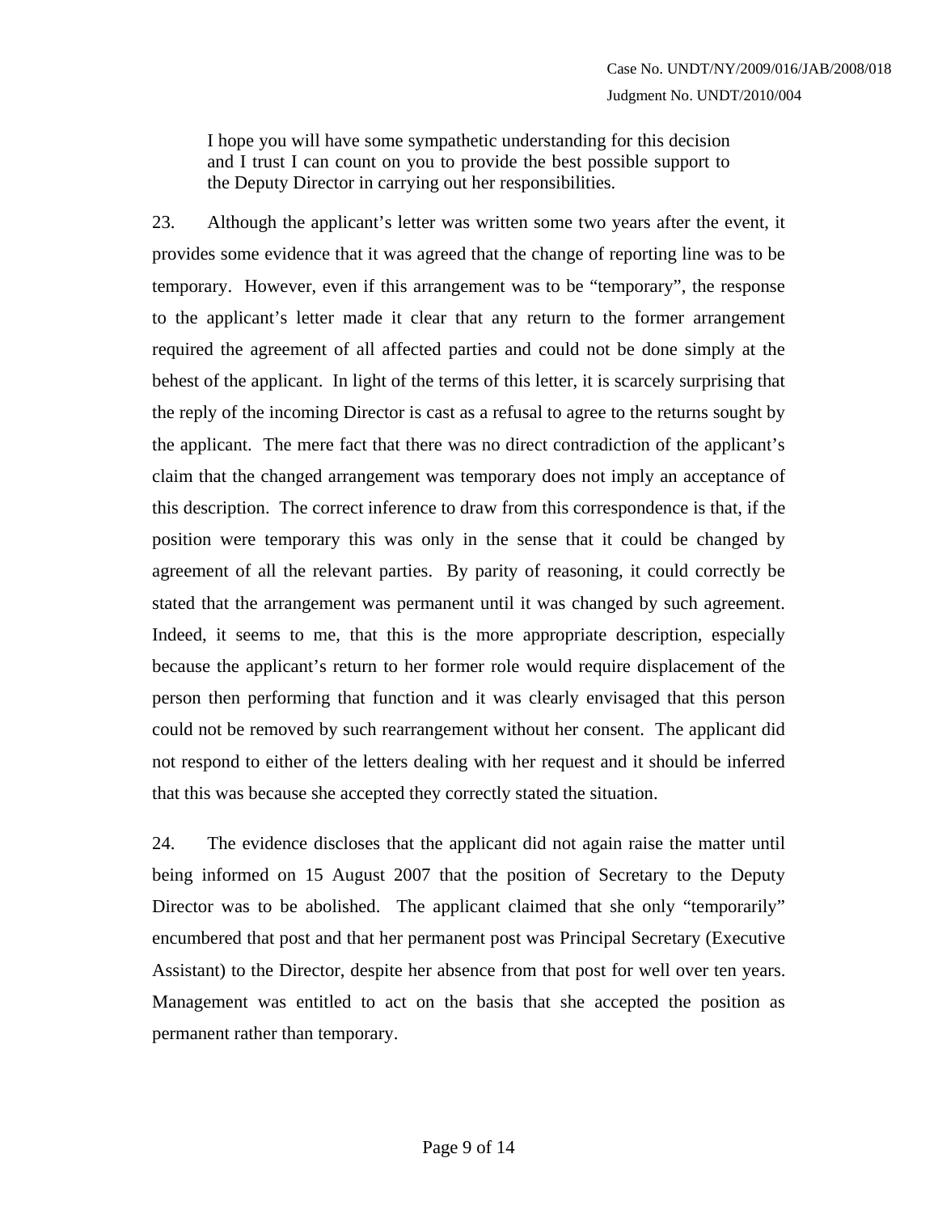> I hope you will have some sympathetic understanding for this decision and I trust I can count on you to provide the best possible support to the Deputy Director in carrying out her responsibilities.

23. Although the applicant's letter was written some two years after the event, it provides some evidence that it was agreed that the change of reporting line was to be temporary. However, even if this arrangement was to be "temporary", the response to the applicant's letter made it clear that any return to the former arrangement required the agreement of all affected parties and could not be done simply at the behest of the applicant. In light of the terms of this letter, it is scarcely surprising that the reply of the incoming Director is cast as a refusal to agree to the returns sought by the applicant. The mere fact that there was no direct contradiction of the applicant's claim that the changed arrangement was temporary does not imply an acceptance of this description. The correct inference to draw from this correspondence is that, if the position were temporary this was only in the sense that it could be changed by agreement of all the relevant parties. By parity of reasoning, it could correctly be stated that the arrangement was permanent until it was changed by such agreement. Indeed, it seems to me, that this is the more appropriate description, especially because the applicant's return to her former role would require displacement of the person then performing that function and it was clearly envisaged that this person could not be removed by such rearrangement without her consent. The applicant did not respond to either of the letters dealing with her request and it should be inferred that this was because she accepted they correctly stated the situation.

24. The evidence discloses that the applicant did not again raise the matter until being informed on 15 August 2007 that the position of Secretary to the Deputy Director was to be abolished. The applicant claimed that she only "temporarily" encumbered that post and that her permanent post was Principal Secretary (Executive Assistant) to the Director, despite her absence from that post for well over ten years. Management was entitled to act on the basis that she accepted the position as permanent rather than temporary.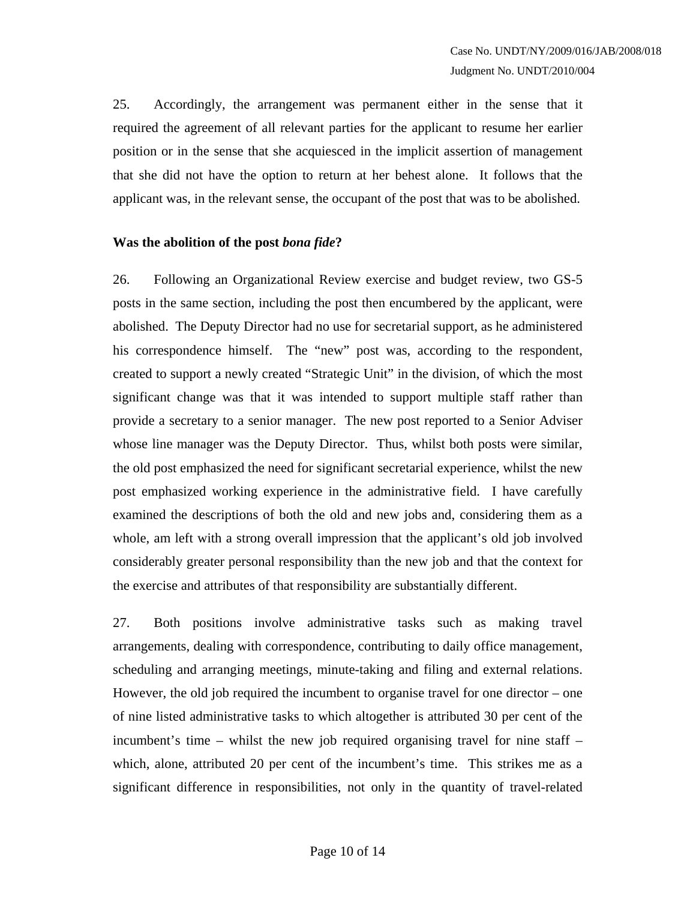25. Accordingly, the arrangement was permanent either in the sense that it required the agreement of all relevant parties for the applicant to resume her earlier position or in the sense that she acquiesced in the implicit assertion of management that she did not have the option to return at her behest alone. It follows that the applicant was, in the relevant sense, the occupant of the post that was to be abolished.

**Was the abolition of the post *bona fide*?**

26. Following an Organizational Review exercise and budget review, two GS-5 posts in the same section, including the post then encumbered by the applicant, were abolished. The Deputy Director had no use for secretarial support, as he administered his correspondence himself. The "new" post was, according to the respondent, created to support a newly created "Strategic Unit" in the division, of which the most significant change was that it was intended to support multiple staff rather than provide a secretary to a senior manager. The new post reported to a Senior Adviser whose line manager was the Deputy Director. Thus, whilst both posts were similar, the old post emphasized the need for significant secretarial experience, whilst the new post emphasized working experience in the administrative field. I have carefully examined the descriptions of both the old and new jobs and, considering them as a whole, am left with a strong overall impression that the applicant's old job involved considerably greater personal responsibility than the new job and that the context for the exercise and attributes of that responsibility are substantially different.

27. Both positions involve administrative tasks such as making travel arrangements, dealing with correspondence, contributing to daily office management, scheduling and arranging meetings, minute-taking and filing and external relations. However, the old job required the incumbent to organise travel for one director – one of nine listed administrative tasks to which altogether is attributed 30 per cent of the incumbent's time – whilst the new job required organising travel for nine staff – which, alone, attributed 20 per cent of the incumbent's time. This strikes me as a significant difference in responsibilities, not only in the quantity of travel-related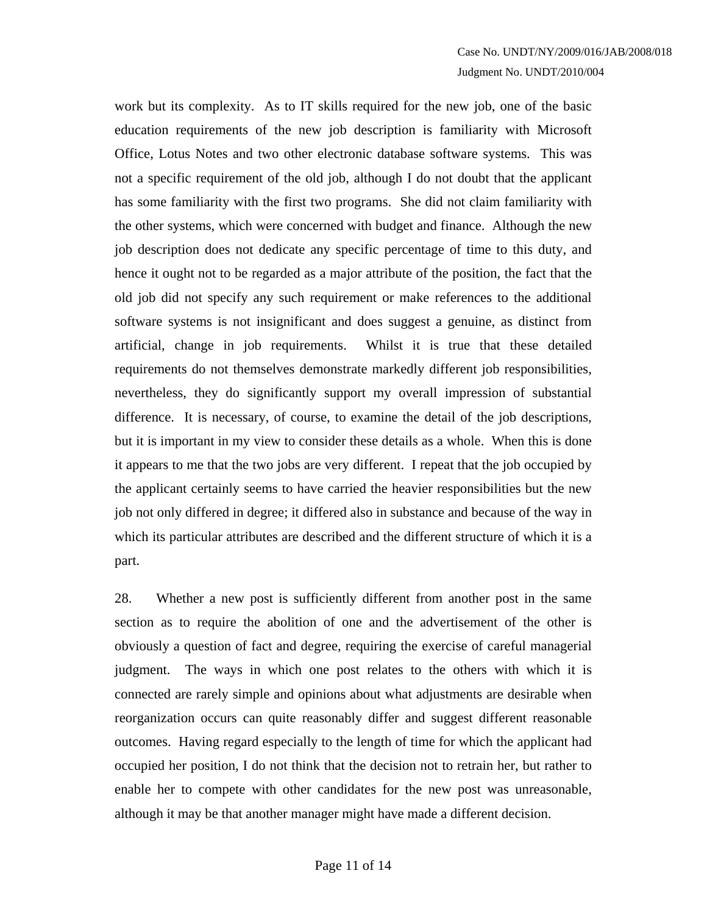work but its complexity. As to IT skills required for the new job, one of the basic education requirements of the new job description is familiarity with Microsoft Office, Lotus Notes and two other electronic database software systems. This was not a specific requirement of the old job, although I do not doubt that the applicant has some familiarity with the first two programs. She did not claim familiarity with the other systems, which were concerned with budget and finance. Although the new job description does not dedicate any specific percentage of time to this duty, and hence it ought not to be regarded as a major attribute of the position, the fact that the old job did not specify any such requirement or make references to the additional software systems is not insignificant and does suggest a genuine, as distinct from artificial, change in job requirements. Whilst it is true that these detailed requirements do not themselves demonstrate markedly different job responsibilities, nevertheless, they do significantly support my overall impression of substantial difference. It is necessary, of course, to examine the detail of the job descriptions, but it is important in my view to consider these details as a whole. When this is done it appears to me that the two jobs are very different. I repeat that the job occupied by the applicant certainly seems to have carried the heavier responsibilities but the new job not only differed in degree; it differed also in substance and because of the way in which its particular attributes are described and the different structure of which it is a part.

28. Whether a new post is sufficiently different from another post in the same section as to require the abolition of one and the advertisement of the other is obviously a question of fact and degree, requiring the exercise of careful managerial judgment. The ways in which one post relates to the others with which it is connected are rarely simple and opinions about what adjustments are desirable when reorganization occurs can quite reasonably differ and suggest different reasonable outcomes. Having regard especially to the length of time for which the applicant had occupied her position, I do not think that the decision not to retrain her, but rather to enable her to compete with other candidates for the new post was unreasonable, although it may be that another manager might have made a different decision.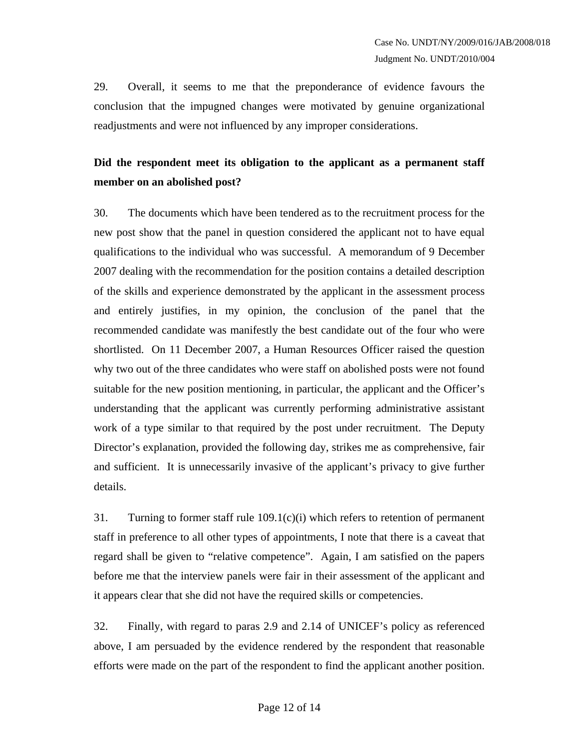29. Overall, it seems to me that the preponderance of evidence favours the conclusion that the impugned changes were motivated by genuine organizational readjustments and were not influenced by any improper considerations.

**Did the respondent meet its obligation to the applicant as a permanent staff member on an abolished post?**

30. The documents which have been tendered as to the recruitment process for the new post show that the panel in question considered the applicant not to have equal qualifications to the individual who was successful. A memorandum of 9 December 2007 dealing with the recommendation for the position contains a detailed description of the skills and experience demonstrated by the applicant in the assessment process and entirely justifies, in my opinion, the conclusion of the panel that the recommended candidate was manifestly the best candidate out of the four who were shortlisted. On 11 December 2007, a Human Resources Officer raised the question why two out of the three candidates who were staff on abolished posts were not found suitable for the new position mentioning, in particular, the applicant and the Officer's understanding that the applicant was currently performing administrative assistant work of a type similar to that required by the post under recruitment. The Deputy Director's explanation, provided the following day, strikes me as comprehensive, fair and sufficient. It is unnecessarily invasive of the applicant's privacy to give further details.

31. Turning to former staff rule 109.1(c)(i) which refers to retention of permanent staff in preference to all other types of appointments, I note that there is a caveat that regard shall be given to "relative competence". Again, I am satisfied on the papers before me that the interview panels were fair in their assessment of the applicant and it appears clear that she did not have the required skills or competencies.

32. Finally, with regard to paras 2.9 and 2.14 of UNICEF's policy as referenced above, I am persuaded by the evidence rendered by the respondent that reasonable efforts were made on the part of the respondent to find the applicant another position.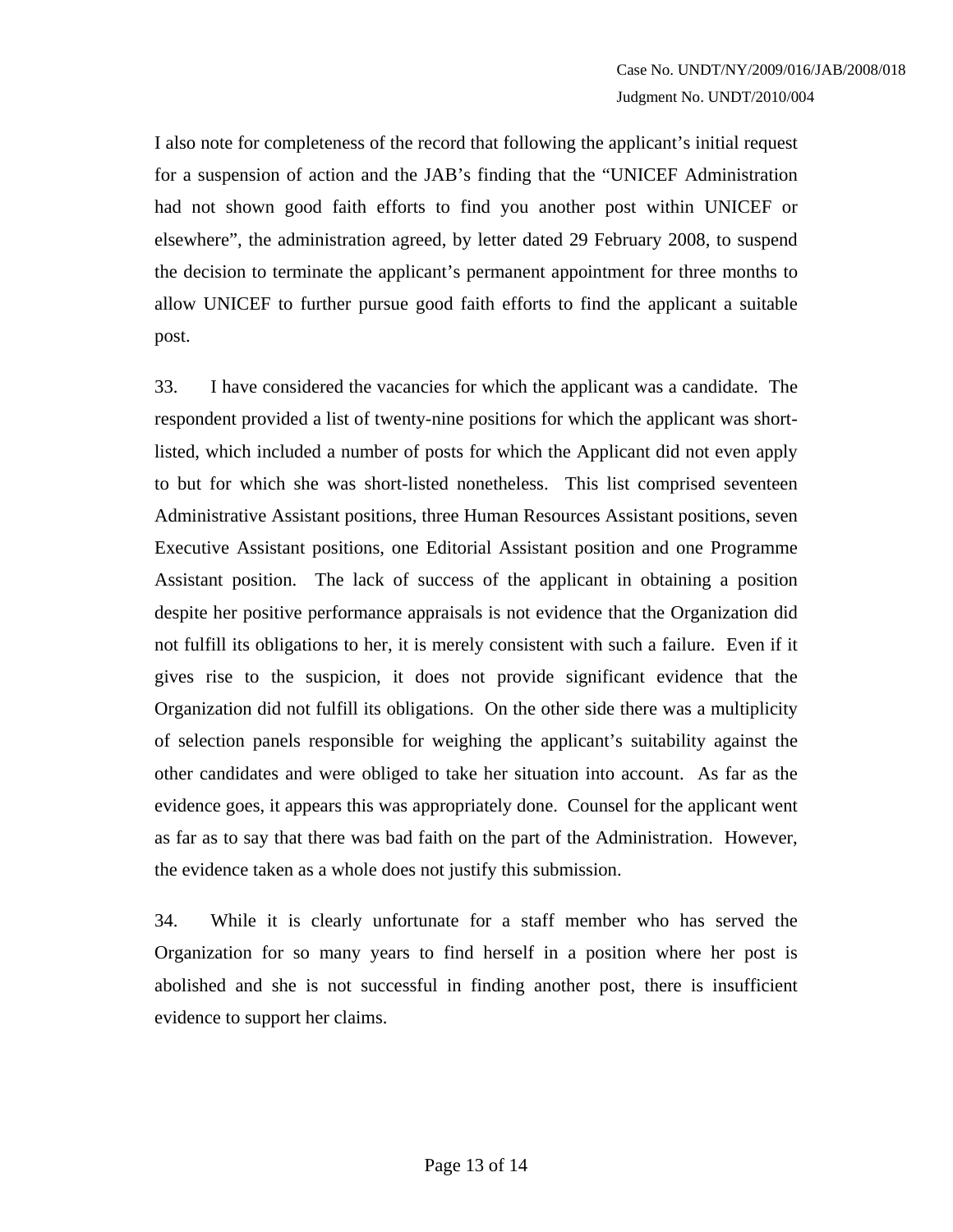I also note for completeness of the record that following the applicant's initial request for a suspension of action and the JAB's finding that the "UNICEF Administration had not shown good faith efforts to find you another post within UNICEF or elsewhere", the administration agreed, by letter dated 29 February 2008, to suspend the decision to terminate the applicant's permanent appointment for three months to allow UNICEF to further pursue good faith efforts to find the applicant a suitable post.

33. I have considered the vacancies for which the applicant was a candidate. The respondent provided a list of twenty-nine positions for which the applicant was short-listed, which included a number of posts for which the Applicant did not even apply to but for which she was short-listed nonetheless. This list comprised seventeen Administrative Assistant positions, three Human Resources Assistant positions, seven Executive Assistant positions, one Editorial Assistant position and one Programme Assistant position. The lack of success of the applicant in obtaining a position despite her positive performance appraisals is not evidence that the Organization did not fulfill its obligations to her, it is merely consistent with such a failure. Even if it gives rise to the suspicion, it does not provide significant evidence that the Organization did not fulfill its obligations. On the other side there was a multiplicity of selection panels responsible for weighing the applicant's suitability against the other candidates and were obliged to take her situation into account. As far as the evidence goes, it appears this was appropriately done. Counsel for the applicant went as far as to say that there was bad faith on the part of the Administration. However, the evidence taken as a whole does not justify this submission.

34. While it is clearly unfortunate for a staff member who has served the Organization for so many years to find herself in a position where her post is abolished and she is not successful in finding another post, there is insufficient evidence to support her claims.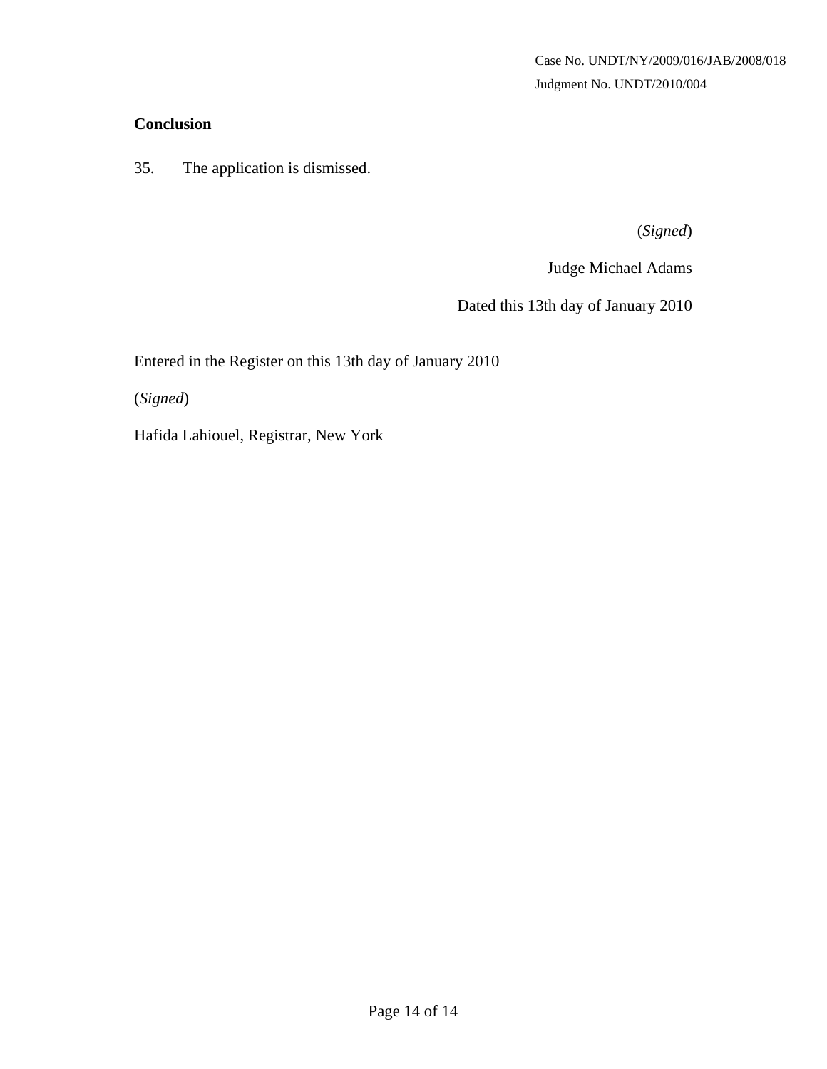**Conclusion**

35. The application is dismissed.

(*Signed*)

Judge Michael Adams

Dated this 13th day of January 2010

Entered in the Register on this 13th day of January 2010

(*Signed*)

Hafida Lahiouel, Registrar, New York